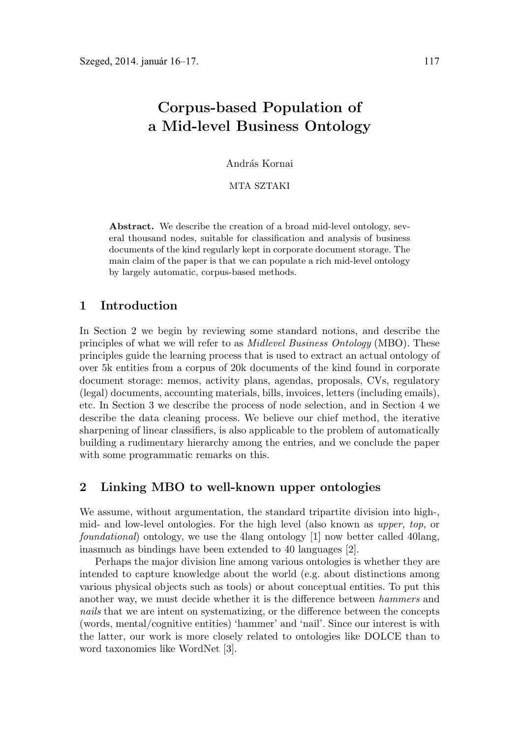# Corpus-based Population of a Mid-level Business Ontology

András Kornai

MTA SZTAKI

**Abstract.** We describe the creation of a broad mid-level ontology, several thousand nodes, suitable for classification and analysis of business documents of the kind regularly kept in corporate document storage. The main claim of the paper is that we can populate a rich mid-level ontology by largely automatic, corpus-based methods.

## 1 Introduction

In Section 2 we begin by reviewing some standard notions, and describe the principles of what we will refer to as *Midlevel Business Ontology* (MBO). These principles guide the learning process that is used to extract an actual ontology of over 5k entities from a corpus of 20k documents of the kind found in corporate document storage: memos, activity plans, agendas, proposals, CVs, regulatory (legal) documents, accounting materials, bills, invoices, letters (including emails), etc. In Section 3 we describe the process of node selection, and in Section 4 we describe the data cleaning process. We believe our chief method, the iterative sharpening of linear classifiers, is also applicable to the problem of automatically building a rudimentary hierarchy among the entries, and we conclude the paper with some programmatic remarks on this.

## 2 Linking MBO to well-known upper ontologies

We assume, without argumentation, the standard tripartite division into high-, mid- and low-level ontologies. For the high level (also known as *upper, top,* or *foundational*) ontology, we use the 4lang ontology [1] now better called 40lang, inasmuch as bindings have been extended to 40 languages [2].

Perhaps the major division line among various ontologies is whether they are intended to capture knowledge about the world (e.g. about distinctions among various physical objects such as tools) or about conceptual entities. To put this another way, we must decide whether it is the difference between *hammers* and *nails* that we are intent on systematizing, or the difference between the concepts (words, mental/cognitive entities) 'hammer' and 'nail'. Since our interest is with the latter, our work is more closely related to ontologies like DOLCE than to word taxonomies like WordNet [3].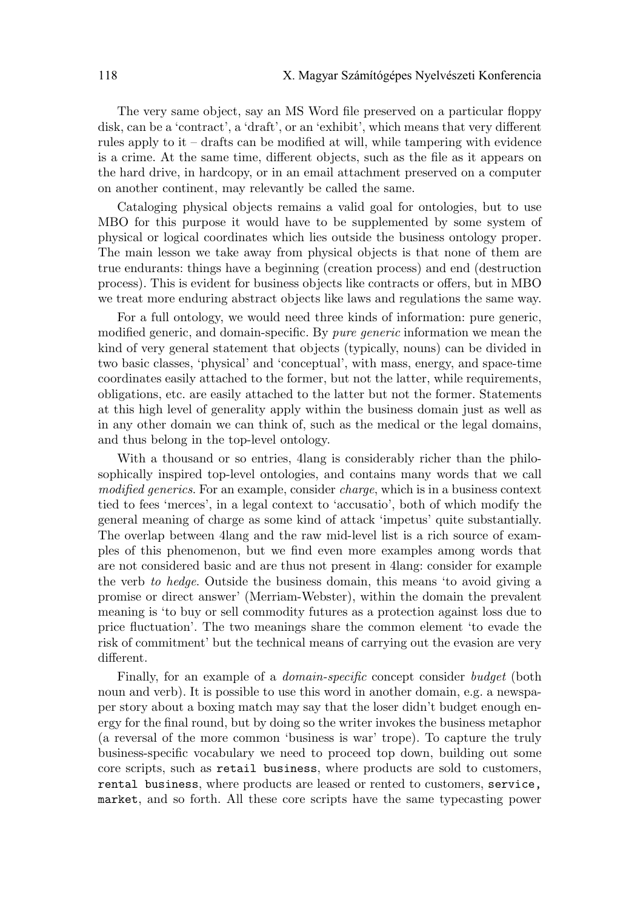The very same object, say an MS Word file preserved on a particular floppy disk, can be a 'contract', a 'draft', or an 'exhibit', which means that very different rules apply to it – drafts can be modified at will, while tampering with evidence is a crime. At the same time, different objects, such as the file as it appears on the hard drive, in hardcopy, or in an email attachment preserved on a computer on another continent, may relevantly be called the same.

Cataloging physical objects remains a valid goal for ontologies, but to use MBO for this purpose it would have to be supplemented by some system of physical or logical coordinates which lies outside the business ontology proper. The main lesson we take away from physical objects is that none of them are true endurants: things have a beginning (creation process) and end (destruction process). This is evident for business objects like contracts or offers, but in MBO we treat more enduring abstract objects like laws and regulations the same way.

For a full ontology, we would need three kinds of information: pure generic, modified generic, and domain-specific. By *pure generic* information we mean the kind of very general statement that objects (typically, nouns) can be divided in two basic classes, 'physical' and 'conceptual', with mass, energy, and space-time coordinates easily attached to the former, but not the latter, while requirements, obligations, etc. are easily attached to the latter but not the former. Statements at this high level of generality apply within the business domain just as well as in any other domain we can think of, such as the medical or the legal domains, and thus belong in the top-level ontology.

With a thousand or so entries, 4lang is considerably richer than the philosophically inspired top-level ontologies, and contains many words that we call *modified generics*. For an example, consider *charge*, which is in a business context tied to fees 'merces', in a legal context to 'accusatio', both of which modify the general meaning of charge as some kind of attack 'impetus' quite substantially. The overlap between 4lang and the raw mid-level list is a rich source of examples of this phenomenon, but we find even more examples among words that are not considered basic and are thus not present in 4lang: consider for example the verb *to hedge*. Outside the business domain, this means 'to avoid giving a promise or direct answer' (Merriam-Webster), within the domain the prevalent meaning is 'to buy or sell commodity futures as a protection against loss due to price fluctuation'. The two meanings share the common element 'to evade the risk of commitment' but the technical means of carrying out the evasion are very different.

Finally, for an example of a *domain-specific* concept consider *budget* (both noun and verb). It is possible to use this word in another domain, e.g. a newspaper story about a boxing match may say that the loser didn't budget enough energy for the final round, but by doing so the writer invokes the business metaphor (a reversal of the more common 'business is war' trope). To capture the truly business-specific vocabulary we need to proceed top down, building out some core scripts, such as `retail business`, where products are sold to customers, `rental business`, where products are leased or rented to customers, `service`, `market`, and so forth. All these core scripts have the same typecasting power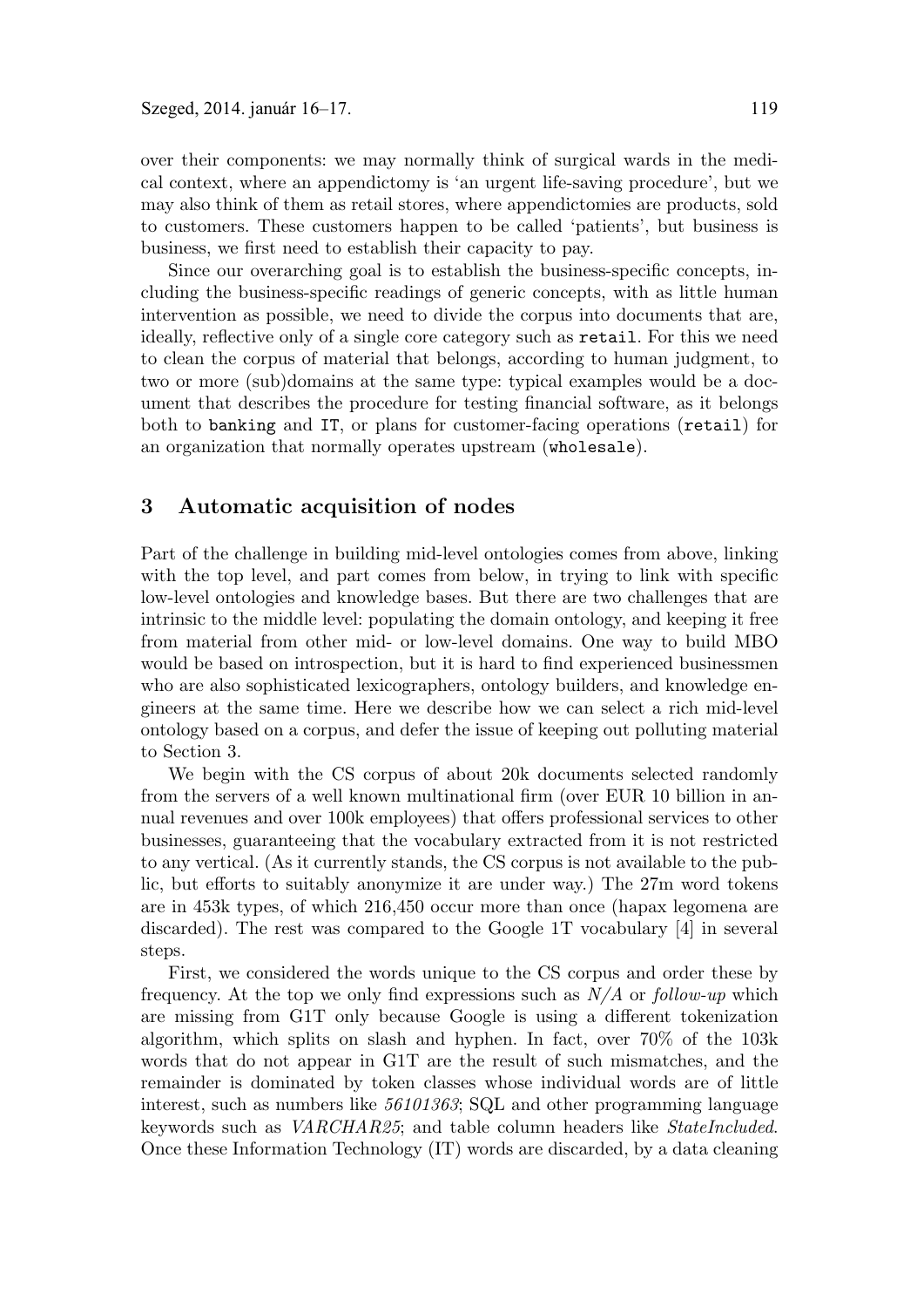over their components: we may normally think of surgical wards in the medical context, where an appendictomy is 'an urgent life-saving procedure', but we may also think of them as retail stores, where appendictomies are products, sold to customers. These customers happen to be called 'patients', but business is business, we first need to establish their capacity to pay.

Since our overarching goal is to establish the business-specific concepts, including the business-specific readings of generic concepts, with as little human intervention as possible, we need to divide the corpus into documents that are, ideally, reflective only of a single core category such as `retail`. For this we need to clean the corpus of material that belongs, according to human judgment, to two or more (sub)domains at the same type: typical examples would be a document that describes the procedure for testing financial software, as it belongs both to `banking` and `IT`, or plans for customer-facing operations (`retail`) for an organization that normally operates upstream (`wholesale`).

## 3 Automatic acquisition of nodes

Part of the challenge in building mid-level ontologies comes from above, linking with the top level, and part comes from below, in trying to link with specific low-level ontologies and knowledge bases. But there are two challenges that are intrinsic to the middle level: populating the domain ontology, and keeping it free from material from other mid- or low-level domains. One way to build MBO would be based on introspection, but it is hard to find experienced businessmen who are also sophisticated lexicographers, ontology builders, and knowledge engineers at the same time. Here we describe how we can select a rich mid-level ontology based on a corpus, and defer the issue of keeping out polluting material to Section 3.

We begin with the CS corpus of about 20k documents selected randomly from the servers of a well known multinational firm (over EUR 10 billion in annual revenues and over 100k employees) that offers professional services to other businesses, guaranteeing that the vocabulary extracted from it is not restricted to any vertical. (As it currently stands, the CS corpus is not available to the public, but efforts to suitably anonymize it are under way.) The 27m word tokens are in 453k types, of which 216,450 occur more than once (hapax legomena are discarded). The rest was compared to the Google 1T vocabulary [4] in several steps.

First, we considered the words unique to the CS corpus and order these by frequency. At the top we only find expressions such as *N/A* or *follow-up* which are missing from G1T only because Google is using a different tokenization algorithm, which splits on slash and hyphen. In fact, over 70% of the 103k words that do not appear in G1T are the result of such mismatches, and the remainder is dominated by token classes whose individual words are of little interest, such as numbers like *56101363*; SQL and other programming language keywords such as *VARCHAR25*; and table column headers like *StateIncluded*. Once these Information Technology (IT) words are discarded, by a data cleaning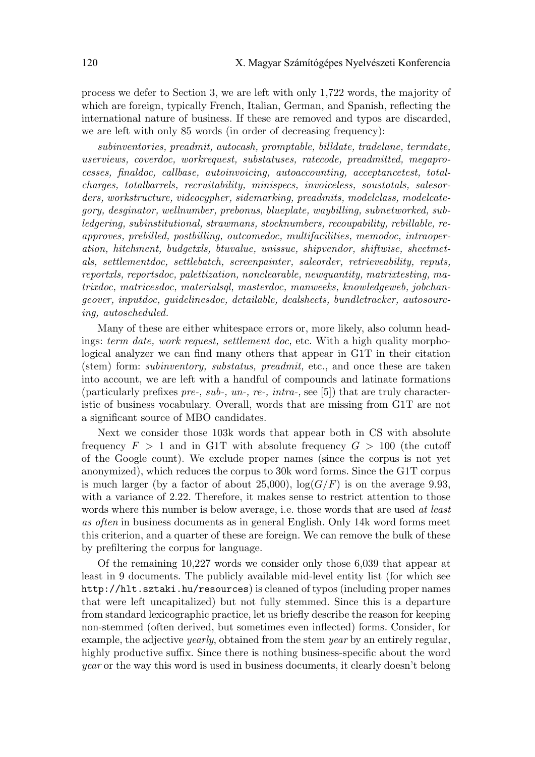process we defer to Section 3, we are left with only 1,722 words, the majority of which are foreign, typically French, Italian, German, and Spanish, reflecting the international nature of business. If these are removed and typos are discarded, we are left with only 85 words (in order of decreasing frequency):

*subinventories, preadmit, autocash, promptable, billdate, tradelane, termdate, userviews, coverdoc, workrequest, substatuses, ratecode, preadmitted, megaprocesses, finaldoc, callbase, autoinvoicing, autoaccounting, acceptancetest, totalcharges, totalbarrels, recruitability, minispecs, invoiceless, soustotals, salesorders, workstructure, videocypher, sidemarking, preadmits, modelclass, modelcategory, desginator, wellnumber, prebonus, blueplate, waybilling, subnetworked, subledgering, subinstitutional, strawmans, stocknumbers, recoupability, rebillable, reapproves, prebilled, postbilling, outcomedoc, multifacilities, memodoc, intraoperation, hitchment, budgetxls, btuvalue, unissue, shipvendor, shiftwise, sheetmetals, settlementdoc, settlebatch, screenpainter, saleorder, retrieveability, reputs, reportxls, reportsdoc, palettization, nonclearable, newquantity, matrixtesting, matrixdoc, matricesdoc, materialsql, masterdoc, manweeks, knowledgeweb, jobchangeover, inputdoc, guidelinesdoc, detailable, dealsheets, bundletracker, autosourcing, autoscheduled.*

Many of these are either whitespace errors or, more likely, also column headings: *term date, work request, settlement doc,* etc. With a high quality morphological analyzer we can find many others that appear in G1T in their citation (stem) form: *subinventory, substatus, preadmit,* etc., and once these are taken into account, we are left with a handful of compounds and latinate formations (particularly prefixes *pre-, sub-, un-, re-, intra-*, see [5]) that are truly characteristic of business vocabulary. Overall, words that are missing from G1T are not a significant source of MBO candidates.

Next we consider those 103k words that appear both in CS with absolute frequency $F > 1$ and in G1T with absolute frequency $G > 100$ (the cutoff of the Google count). We exclude proper names (since the corpus is not yet anonymized), which reduces the corpus to 30k word forms. Since the G1T corpus is much larger (by a factor of about 25,000), $\log(G/F)$ is on the average 9.93, with a variance of 2.22. Therefore, it makes sense to restrict attention to those words where this number is below average, i.e. those words that are used *at least as often* in business documents as in general English. Only 14k word forms meet this criterion, and a quarter of these are foreign. We can remove the bulk of these by prefiltering the corpus for language.

Of the remaining 10,227 words we consider only those 6,039 that appear at least in 9 documents. The publicly available mid-level entity list (for which see `http://hlt.sztaki.hu/resources`) is cleaned of typos (including proper names that were left uncapitalized) but not fully stemmed. Since this is a departure from standard lexicographic practice, let us briefly describe the reason for keeping non-stemmed (often derived, but sometimes even inflected) forms. Consider, for example, the adjective *yearly*, obtained from the stem *year* by an entirely regular, highly productive suffix. Since there is nothing business-specific about the word *year* or the way this word is used in business documents, it clearly doesn't belong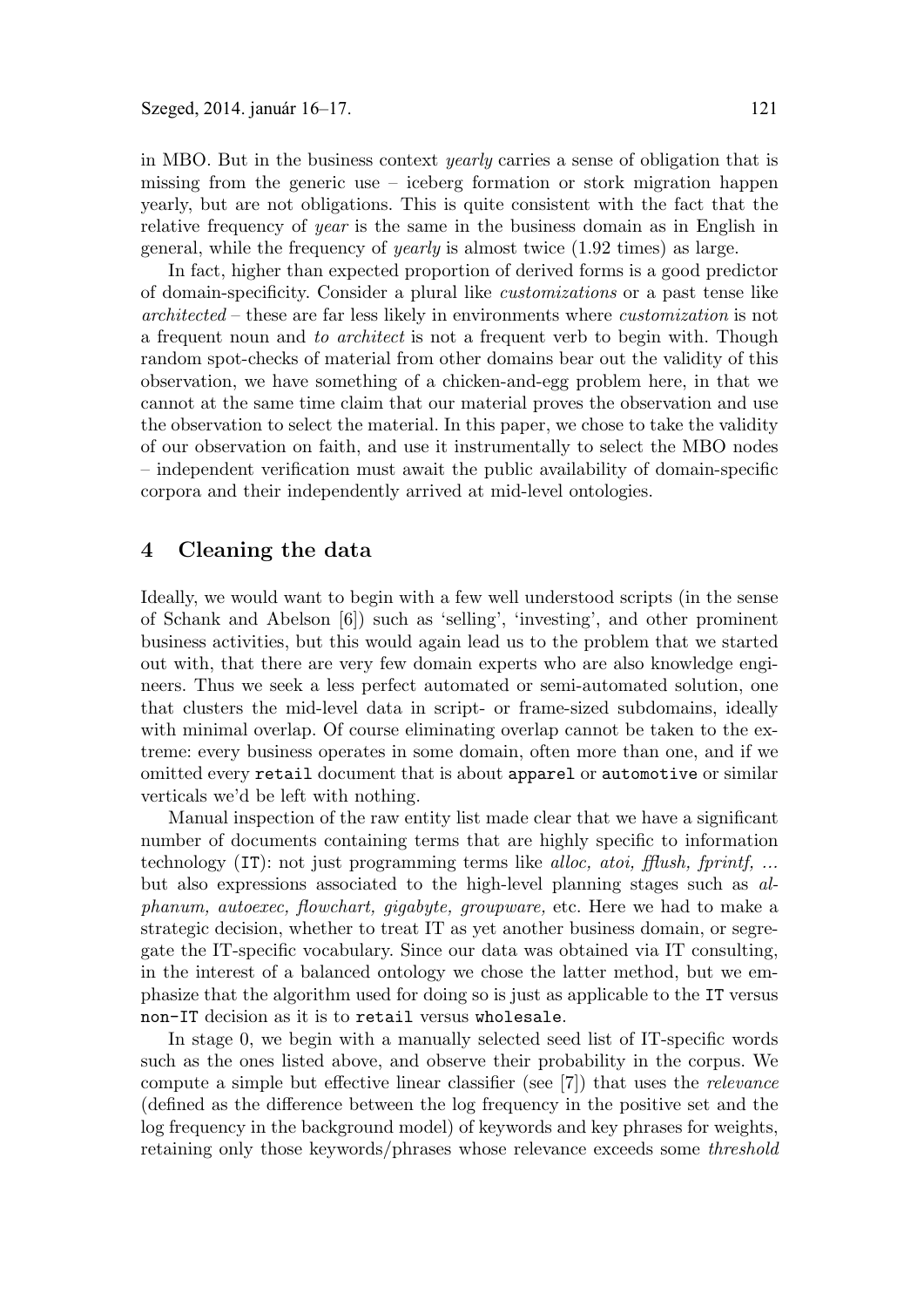in MBO. But in the business context *yearly* carries a sense of obligation that is missing from the generic use – iceberg formation or stork migration happen yearly, but are not obligations. This is quite consistent with the fact that the relative frequency of *year* is the same in the business domain as in English in general, while the frequency of *yearly* is almost twice (1.92 times) as large.

In fact, higher than expected proportion of derived forms is a good predictor of domain-specificity. Consider a plural like *customizations* or a past tense like *architected* – these are far less likely in environments where *customization* is not a frequent noun and *to architect* is not a frequent verb to begin with. Though random spot-checks of material from other domains bear out the validity of this observation, we have something of a chicken-and-egg problem here, in that we cannot at the same time claim that our material proves the observation and use the observation to select the material. In this paper, we chose to take the validity of our observation on faith, and use it instrumentally to select the MBO nodes – independent verification must await the public availability of domain-specific corpora and their independently arrived at mid-level ontologies.

## 4 Cleaning the data

Ideally, we would want to begin with a few well understood scripts (in the sense of Schank and Abelson [6]) such as 'selling', 'investing', and other prominent business activities, but this would again lead us to the problem that we started out with, that there are very few domain experts who are also knowledge engineers. Thus we seek a less perfect automated or semi-automated solution, one that clusters the mid-level data in script- or frame-sized subdomains, ideally with minimal overlap. Of course eliminating overlap cannot be taken to the extreme: every business operates in some domain, often more than one, and if we omitted every `retail` document that is about `apparel` or `automotive` or similar verticals we'd be left with nothing.

Manual inspection of the raw entity list made clear that we have a significant number of documents containing terms that are highly specific to information technology (`IT`): not just programming terms like *alloc, atoi, fflush, fprintf, ...* but also expressions associated to the high-level planning stages such as *alphanum, autoexec, flowchart, gigabyte, groupware,* etc. Here we had to make a strategic decision, whether to treat IT as yet another business domain, or segregate the IT-specific vocabulary. Since our data was obtained via IT consulting, in the interest of a balanced ontology we chose the latter method, but we emphasize that the algorithm used for doing so is just as applicable to the `IT` versus `non-IT` decision as it is to `retail` versus `wholesale`.

In stage 0, we begin with a manually selected seed list of IT-specific words such as the ones listed above, and observe their probability in the corpus. We compute a simple but effective linear classifier (see [7]) that uses the *relevance* (defined as the difference between the log frequency in the positive set and the log frequency in the background model) of keywords and key phrases for weights, retaining only those keywords/phrases whose relevance exceeds some *threshold*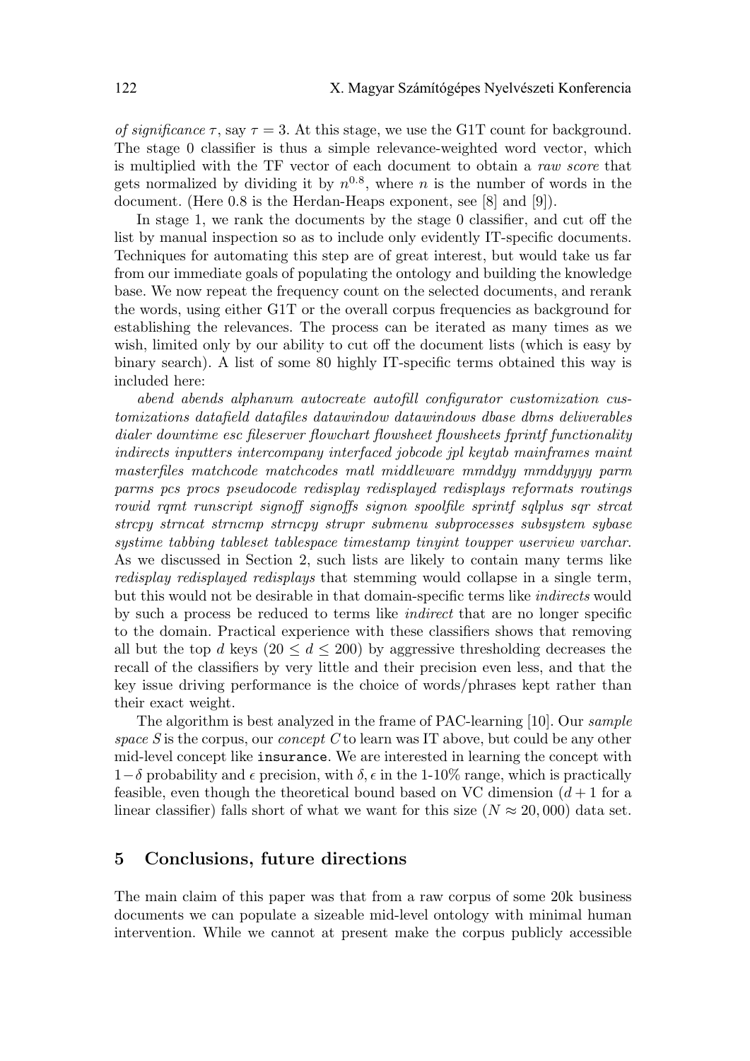*of significance* $\tau$, say $\tau = 3$. At this stage, we use the G1T count for background. The stage 0 classifier is thus a simple relevance-weighted word vector, which is multiplied with the TF vector of each document to obtain a *raw score* that gets normalized by dividing it by $n^{0.8}$, where $n$ is the number of words in the document. (Here 0.8 is the Herdan-Heaps exponent, see [8] and [9]).

In stage 1, we rank the documents by the stage 0 classifier, and cut off the list by manual inspection so as to include only evidently IT-specific documents. Techniques for automating this step are of great interest, but would take us far from our immediate goals of populating the ontology and building the knowledge base. We now repeat the frequency count on the selected documents, and rerank the words, using either G1T or the overall corpus frequencies as background for establishing the relevances. The process can be iterated as many times as we wish, limited only by our ability to cut off the document lists (which is easy by binary search). A list of some 80 highly IT-specific terms obtained this way is included here:

*abend abends alphanum autocreate autofill configurator customization customizations datafield datafiles datawindow datawindows dbase dbms deliverables dialer downtime esc fileserver flowchart flowsheet flowsheets fprintf functionality indirects inputters intercompany interfaced jobcode jpl keytab mainframes maint masterfiles matchcode matchcodes matl middleware mmddyy mmddyyyy parm parms pcs procs pseudocode redisplay redisplayed redisplays reformats routings rowid rqmt runscript signoff signoffs signon spoolfile sprintf sqlplus sqr strcat strcpy strncat strncmp strncpy strupr submenu subprocesses subsystem sybase systime tabbing tableset tablespace timestamp tinyint toupper userview varchar.* As we discussed in Section 2, such lists are likely to contain many terms like *redisplay redisplayed redisplays* that stemming would collapse in a single term, but this would not be desirable in that domain-specific terms like *indirects* would by such a process be reduced to terms like *indirect* that are no longer specific to the domain. Practical experience with these classifiers shows that removing all but the top $d$ keys ($20 \leq d \leq 200$) by aggressive thresholding decreases the recall of the classifiers by very little and their precision even less, and that the key issue driving performance is the choice of words/phrases kept rather than their exact weight.

The algorithm is best analyzed in the frame of PAC-learning [10]. Our *sample space* $S$ is the corpus, our *concept* $C$ to learn was IT above, but could be any other mid-level concept like `insurance`. We are interested in learning the concept with $1-\delta$ probability and $\epsilon$ precision, with $\delta, \epsilon$ in the 1-10% range, which is practically feasible, even though the theoretical bound based on VC dimension ($d+1$ for a linear classifier) falls short of what we want for this size ($N \approx 20,000$) data set.

## 5 Conclusions, future directions

The main claim of this paper was that from a raw corpus of some 20k business documents we can populate a sizeable mid-level ontology with minimal human intervention. While we cannot at present make the corpus publicly accessible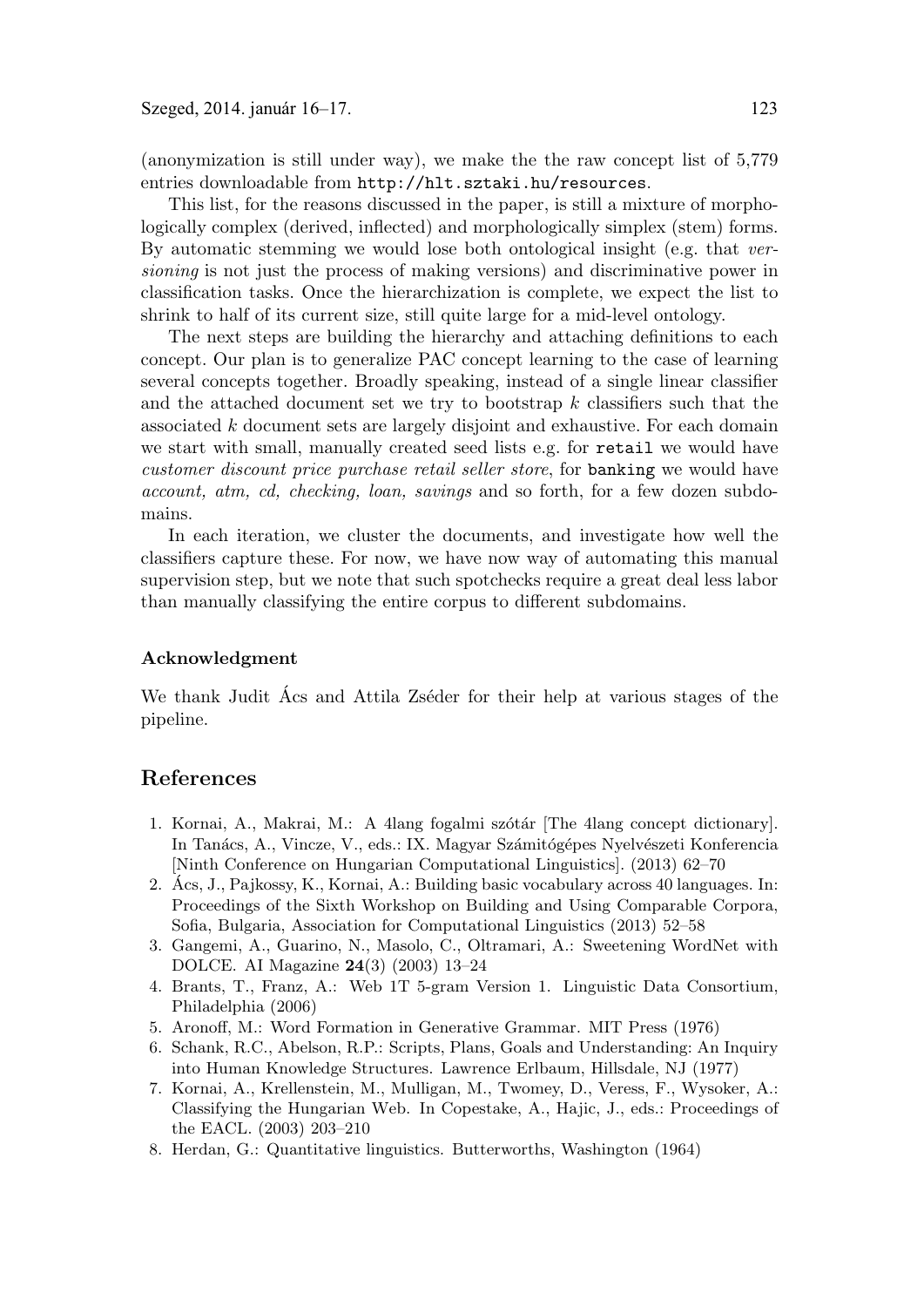(anonymization is still under way), we make the the raw concept list of 5,779 entries downloadable from `http://hlt.sztaki.hu/resources`.

This list, for the reasons discussed in the paper, is still a mixture of morphologically complex (derived, inflected) and morphologically simplex (stem) forms. By automatic stemming we would lose both ontological insight (e.g. that *versioning* is not just the process of making versions) and discriminative power in classification tasks. Once the hierarchization is complete, we expect the list to shrink to half of its current size, still quite large for a mid-level ontology.

The next steps are building the hierarchy and attaching definitions to each concept. Our plan is to generalize PAC concept learning to the case of learning several concepts together. Broadly speaking, instead of a single linear classifier and the attached document set we try to bootstrap $k$ classifiers such that the associated $k$ document sets are largely disjoint and exhaustive. For each domain we start with small, manually created seed lists e.g. for `retail` we would have *customer discount price purchase retail seller store*, for `banking` we would have *account, atm, cd, checking, loan, savings* and so forth, for a few dozen subdomains.

In each iteration, we cluster the documents, and investigate how well the classifiers capture these. For now, we have now way of automating this manual supervision step, but we note that such spotchecks require a great deal less labor than manually classifying the entire corpus to different subdomains.

### Acknowledgment

We thank Judit Ács and Attila Zséder for their help at various stages of the pipeline.

## References

1. Kornai, A., Makrai, M.: A 4lang fogalmi szótár [The 4lang concept dictionary]. In Tanács, A., Vincze, V., eds.: IX. Magyar Számitógépes Nyelvészeti Konferencia [Ninth Conference on Hungarian Computational Linguistics]. (2013) 62–70
2. Ács, J., Pajkossy, K., Kornai, A.: Building basic vocabulary across 40 languages. In: Proceedings of the Sixth Workshop on Building and Using Comparable Corpora, Sofia, Bulgaria, Association for Computational Linguistics (2013) 52–58
3. Gangemi, A., Guarino, N., Masolo, C., Oltramari, A.: Sweetening WordNet with DOLCE. AI Magazine **24**(3) (2003) 13–24
4. Brants, T., Franz, A.: Web 1T 5-gram Version 1. Linguistic Data Consortium, Philadelphia (2006)
5. Aronoff, M.: Word Formation in Generative Grammar. MIT Press (1976)
6. Schank, R.C., Abelson, R.P.: Scripts, Plans, Goals and Understanding: An Inquiry into Human Knowledge Structures. Lawrence Erlbaum, Hillsdale, NJ (1977)
7. Kornai, A., Krellenstein, M., Mulligan, M., Twomey, D., Veress, F., Wysoker, A.: Classifying the Hungarian Web. In Copestake, A., Hajic, J., eds.: Proceedings of the EACL. (2003) 203–210
8. Herdan, G.: Quantitative linguistics. Butterworths, Washington (1964)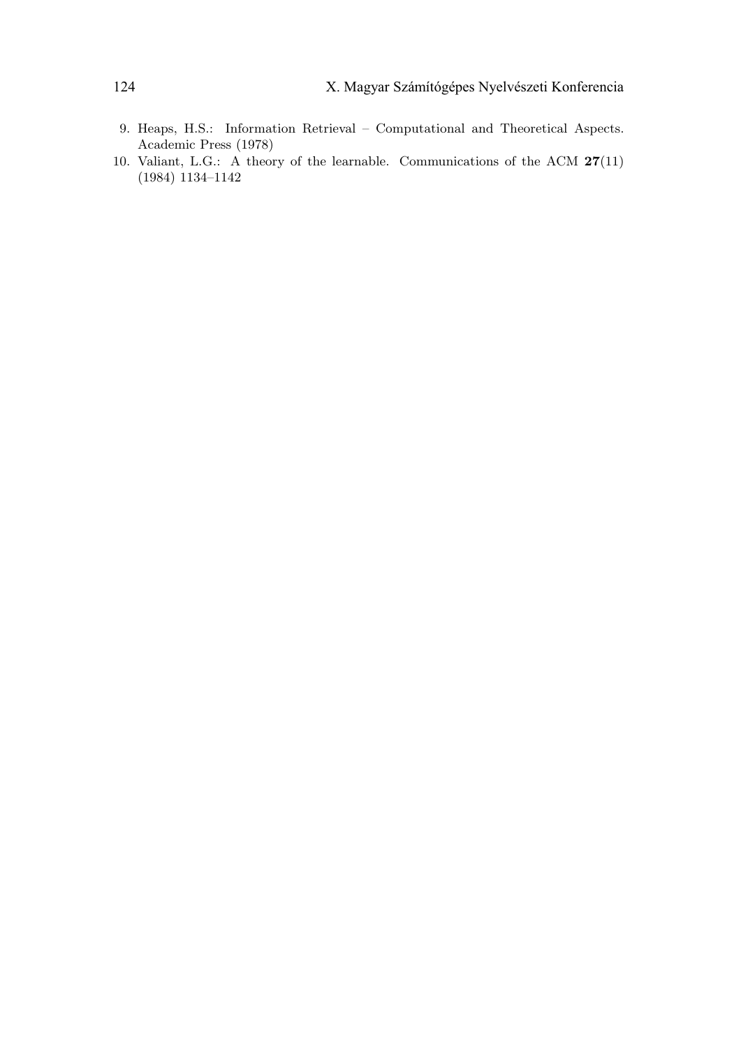9. Heaps, H.S.: Information Retrieval – Computational and Theoretical Aspects. Academic Press (1978)
10. Valiant, L.G.: A theory of the learnable. Communications of the ACM **27**(11) (1984) 1134–1142